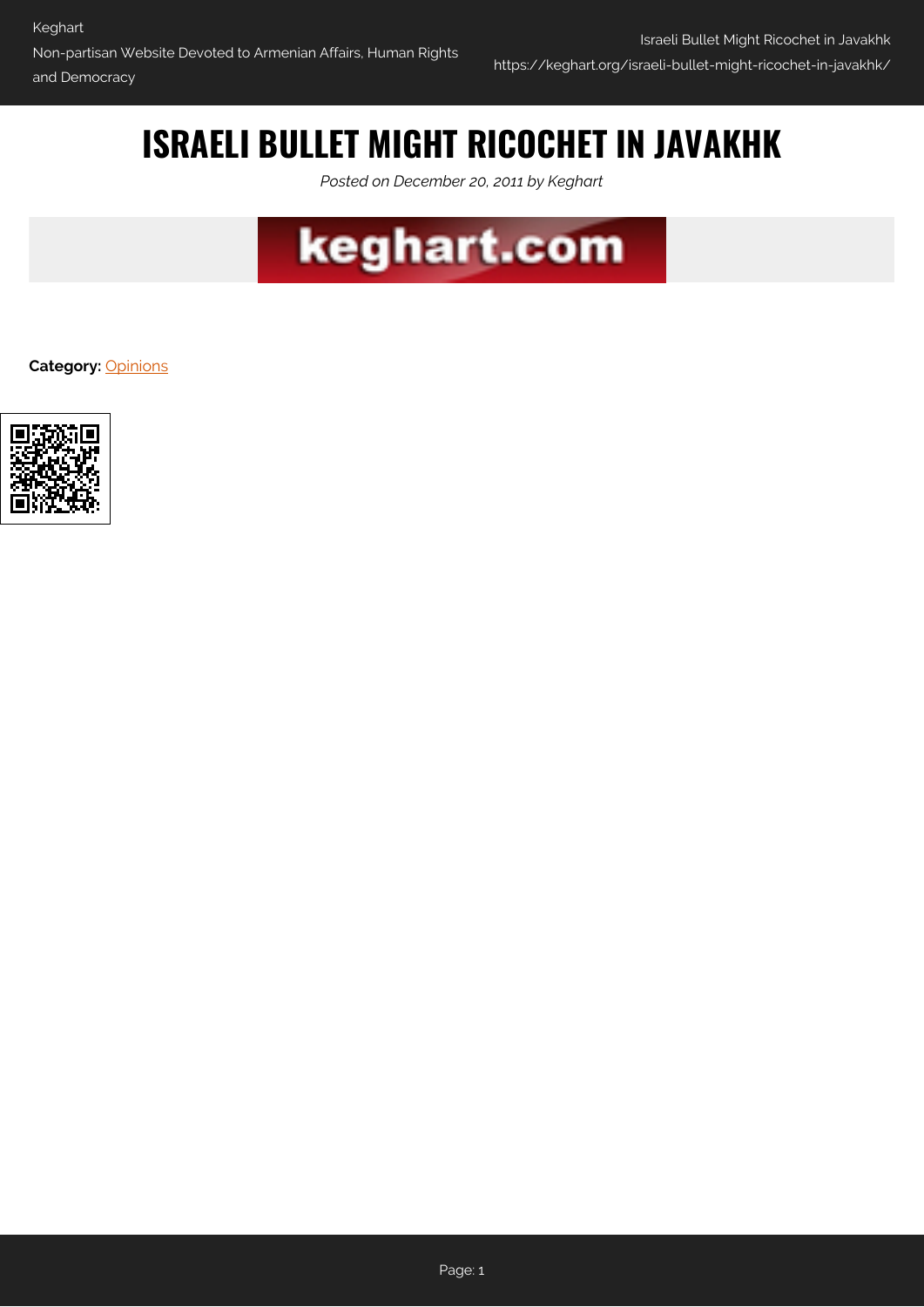# ISRAELI BULLET MIGHT RICOCHET IN JAVAKHK

*Posted on December 20, 2011 by Keghart*

**Category:** Opinions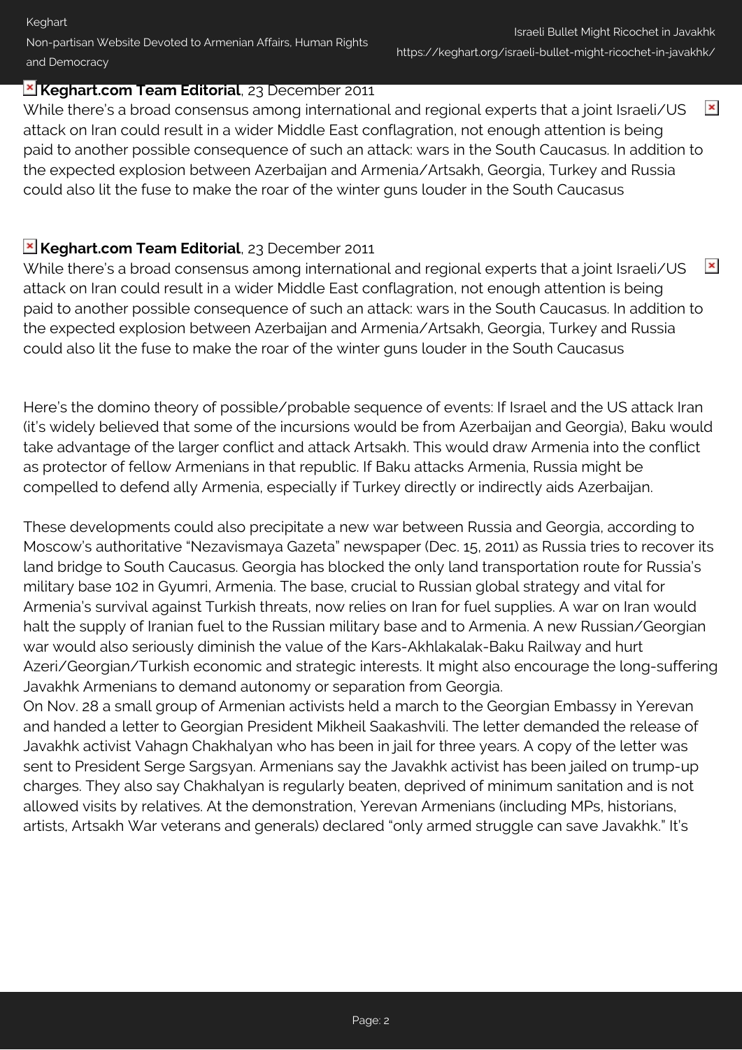**Keghart.com Team Editorial**, 23 December 2011

While there's a broad consensus among international and regional experts that a joint Israeli/US attack on Iran could result in a wider Middle East conflagration, not enough attention is being paid to another possible consequence of such an attack: wars in the South Caucasus. In addition to the expected explosion between Azerbaijan and Armenia/Artsakh, Georgia, Turkey and Russia could also lit the fuse to make the roar of the winter guns louder in the South Caucasus

**Keghart.com Team Editorial**, 23 December 2011

While there's a broad consensus among international and regional experts that a joint Israeli/US attack on Iran could result in a wider Middle East conflagration, not enough attention is being paid to another possible consequence of such an attack: wars in the South Caucasus. In addition to the expected explosion between Azerbaijan and Armenia/Artsakh, Georgia, Turkey and Russia could also lit the fuse to make the roar of the winter guns louder in the South Caucasus

Here's the domino theory of possible/probable sequence of events: If Israel and the US attack Iran (it's widely believed that some of the incursions would be from Azerbaijan and Georgia), Baku would take advantage of the larger conflict and attack Artsakh. This would draw Armenia into the conflict as protector of fellow Armenians in that republic. If Baku attacks Armenia, Russia might be compelled to defend ally Armenia, especially if Turkey directly or indirectly aids Azerbaijan.

These developments could also precipitate a new war between Russia and Georgia, according to Moscow's authoritative "Nezavismaya Gazeta" newspaper (Dec. 15, 2011) as Russia tries to recover its land bridge to South Caucasus. Georgia has blocked the only land transportation route for Russia's military base 102 in Gyumri, Armenia. The base, crucial to Russian global strategy and vital for Armenia's survival against Turkish threats, now relies on Iran for fuel supplies. A war on Iran would halt the supply of Iranian fuel to the Russian military base and to Armenia. A new Russian/Georgian war would also seriously diminish the value of the Kars-Akhlakalak-Baku Railway and hurt Azeri/Georgian/Turkish economic and strategic interests. It might also encourage the long-suffering Javakhk Armenians to demand autonomy or separation from Georgia.

On Nov. 28 a small group of Armenian activists held a march to the Georgian Embassy in Yerevan and handed a letter to Georgian President Mikheil Saakashvili. The letter demanded the release of Javakhk activist Vahagn Chakhalyan who has been in jail for three years. A copy of the letter was sent to President Serge Sargsyan. Armenians say the Javakhk activist has been jailed on trump-up charges. They also say Chakhalyan is regularly beaten, deprived of minimum sanitation and is not allowed visits by relatives. At the demonstration, Yerevan Armenians (including MPs, historians, artists, Artsakh War veterans and generals) declared "only armed struggle can save Javakhk." It's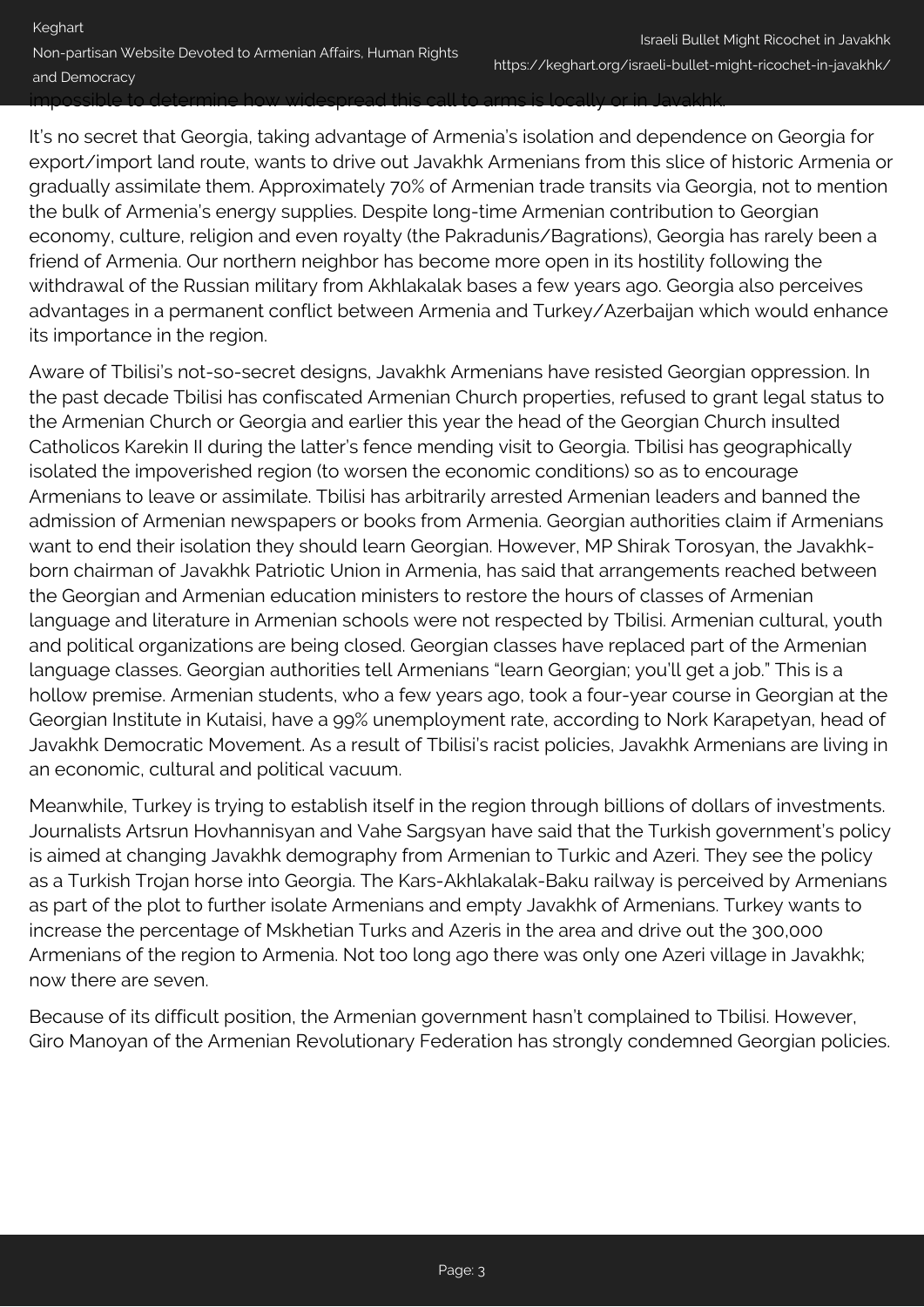impossible to determine how widespread this call to arms is locally or in Javakhk.

It's no secret that Georgia, taking advantage of Armenia's isolation and dependence on Georgia for export/import land route, wants to drive out Javakhk Armenians from this slice of historic Armenia or gradually assimilate them. Approximately 70% of Armenian trade transits via Georgia, not to mention the bulk of Armenia's energy supplies. Despite long-time Armenian contribution to Georgian economy, culture, religion and even royalty (the Pakradunis/Bagrations), Georgia has rarely been a friend of Armenia. Our northern neighbor has become more open in its hostility following the withdrawal of the Russian military from Akhlakalak bases a few years ago. Georgia also perceives advantages in a permanent conflict between Armenia and Turkey/Azerbaijan which would enhance its importance in the region.

Aware of Tbilisi's not-so-secret designs, Javakhk Armenians have resisted Georgian oppression. In the past decade Tbilisi has confiscated Armenian Church properties, refused to grant legal status to the Armenian Church or Georgia and earlier this year the head of the Georgian Church insulted Catholicos Karekin II during the latter's fence mending visit to Georgia. Tbilisi has geographically isolated the impoverished region (to worsen the economic conditions) so as to encourage Armenians to leave or assimilate. Tbilisi has arbitrarily arrested Armenian leaders and banned the admission of Armenian newspapers or books from Armenia. Georgian authorities claim if Armenians want to end their isolation they should learn Georgian. However, MP Shirak Torosyan, the Javakhk-born chairman of Javakhk Patriotic Union in Armenia, has said that arrangements reached between the Georgian and Armenian education ministers to restore the hours of classes of Armenian language and literature in Armenian schools were not respected by Tbilisi. Armenian cultural, youth and political organizations are being closed. Georgian classes have replaced part of the Armenian language classes. Georgian authorities tell Armenians "learn Georgian; you'll get a job." This is a hollow premise. Armenian students, who a few years ago, took a four-year course in Georgian at the Georgian Institute in Kutaisi, have a 99% unemployment rate, according to Nork Karapetyan, head of Javakhk Democratic Movement. As a result of Tbilisi's racist policies, Javakhk Armenians are living in an economic, cultural and political vacuum.

Meanwhile, Turkey is trying to establish itself in the region through billions of dollars of investments. Journalists Artsrun Hovhannisyan and Vahe Sargsyan have said that the Turkish government's policy is aimed at changing Javakhk demography from Armenian to Turkic and Azeri. They see the policy as a Turkish Trojan horse into Georgia. The Kars-Akhlakalak-Baku railway is perceived by Armenians as part of the plot to further isolate Armenians and empty Javakhk of Armenians. Turkey wants to increase the percentage of Mskhetian Turks and Azeris in the area and drive out the 300,000 Armenians of the region to Armenia. Not too long ago there was only one Azeri village in Javakhk; now there are seven.

Because of its difficult position, the Armenian government hasn't complained to Tbilisi. However, Giro Manoyan of the Armenian Revolutionary Federation has strongly condemned Georgian policies.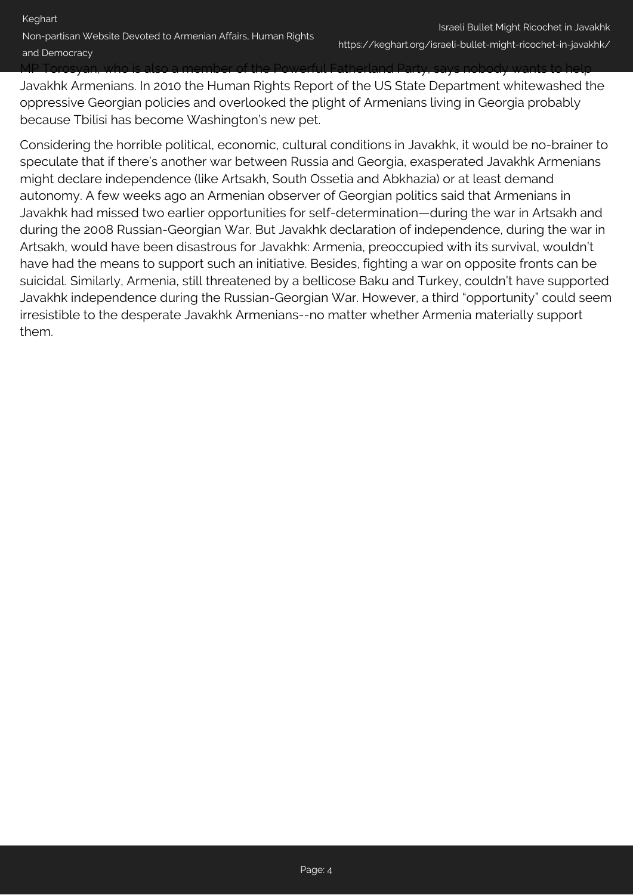MP Torosyan, who is also a member of the Powerful Fatherland Party, says nobody wants to help Javakhk Armenians. In 2010 the Human Rights Report of the US State Department whitewashed the oppressive Georgian policies and overlooked the plight of Armenians living in Georgia probably because Tbilisi has become Washington's new pet.

Considering the horrible political, economic, cultural conditions in Javakhk, it would be no-brainer to speculate that if there's another war between Russia and Georgia, exasperated Javakhk Armenians might declare independence (like Artsakh, South Ossetia and Abkhazia) or at least demand autonomy. A few weeks ago an Armenian observer of Georgian politics said that Armenians in Javakhk had missed two earlier opportunities for self-determination—during the war in Artsakh and during the 2008 Russian-Georgian War. But Javakhk declaration of independence, during the war in Artsakh, would have been disastrous for Javakhk: Armenia, preoccupied with its survival, wouldn't have had the means to support such an initiative. Besides, fighting a war on opposite fronts can be suicidal. Similarly, Armenia, still threatened by a bellicose Baku and Turkey, couldn't have supported Javakhk independence during the Russian-Georgian War. However, a third "opportunity" could seem irresistible to the desperate Javakhk Armenians--no matter whether Armenia materially support them.